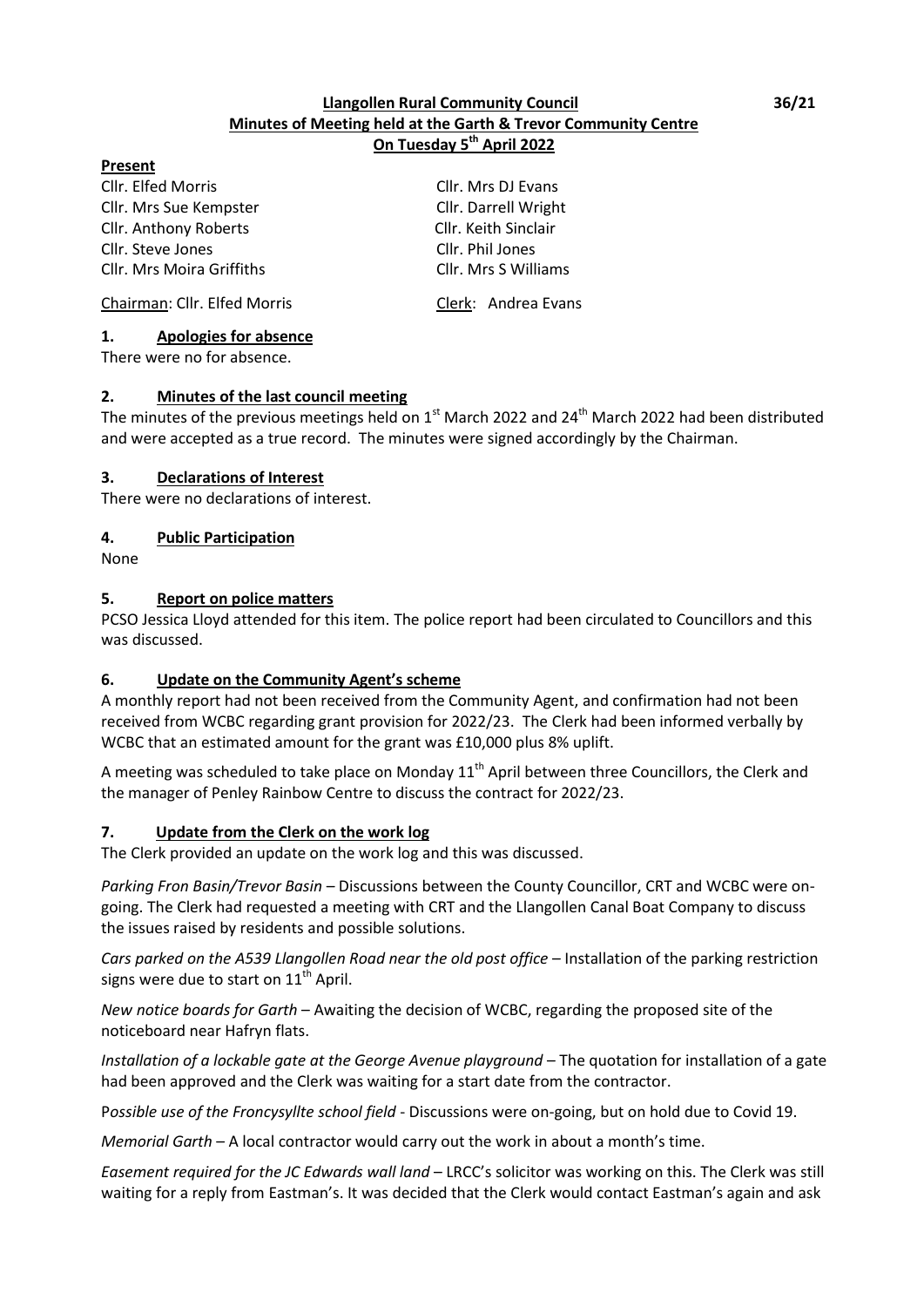**Llangollen Rural Community Council**
**Minutes of Meeting held at the Garth & Trevor Community Centre**
**On Tuesday 5th April 2022**

36/21

**Present**

Cllr. Elfed Morris
Cllr. Mrs DJ Evans
Cllr. Mrs Sue Kempster
Cllr. Darrell Wright
Cllr. Anthony Roberts
Cllr. Keith Sinclair
Cllr. Steve Jones
Cllr. Phil Jones
Cllr. Mrs Moira Griffiths
Cllr. Mrs S Williams

Chairman: Cllr. Elfed Morris
Clerk: Andrea Evans

**1. Apologies for absence**

There were no for absence.

**2. Minutes of the last council meeting**

The minutes of the previous meetings held on 1st March 2022 and 24th March 2022 had been distributed and were accepted as a true record. The minutes were signed accordingly by the Chairman.

**3. Declarations of Interest**

There were no declarations of interest.

**4. Public Participation**

None

**5. Report on police matters**

PCSO Jessica Lloyd attended for this item. The police report had been circulated to Councillors and this was discussed.

**6. Update on the Community Agent's scheme**

A monthly report had not been received from the Community Agent, and confirmation had not been received from WCBC regarding grant provision for 2022/23. The Clerk had been informed verbally by WCBC that an estimated amount for the grant was £10,000 plus 8% uplift.

A meeting was scheduled to take place on Monday 11th April between three Councillors, the Clerk and the manager of Penley Rainbow Centre to discuss the contract for 2022/23.

**7. Update from the Clerk on the work log**

The Clerk provided an update on the work log and this was discussed.

*Parking Fron Basin/Trevor Basin* – Discussions between the County Councillor, CRT and WCBC were on-going. The Clerk had requested a meeting with CRT and the Llangollen Canal Boat Company to discuss the issues raised by residents and possible solutions.

*Cars parked on the A539 Llangollen Road near the old post office* – Installation of the parking restriction signs were due to start on 11th April.

*New notice boards for Garth* – Awaiting the decision of WCBC, regarding the proposed site of the noticeboard near Hafryn flats.

*Installation of a lockable gate at the George Avenue playground* – The quotation for installation of a gate had been approved and the Clerk was waiting for a start date from the contractor.

*Possible use of the Froncysyllte school field* - Discussions were on-going, but on hold due to Covid 19.

*Memorial Garth* – A local contractor would carry out the work in about a month's time.

*Easement required for the JC Edwards wall land* – LRCC's solicitor was working on this. The Clerk was still waiting for a reply from Eastman's. It was decided that the Clerk would contact Eastman's again and ask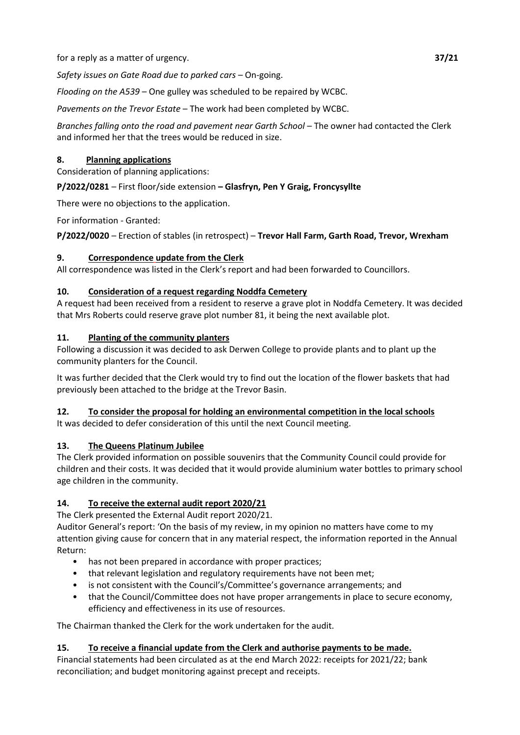for a reply as a matter of urgency. **37/21**

*Safety issues on Gate Road due to parked cars* – On-going.

*Flooding on the A539* – One gulley was scheduled to be repaired by WCBC.

*Pavements on the Trevor Estate* – The work had been completed by WCBC.

*Branches falling onto the road and pavement near Garth School* – The owner had contacted the Clerk and informed her that the trees would be reduced in size.

## 8. Planning applications

Consideration of planning applications:

**P/2022/0281** – First floor/side extension **– Glasfryn, Pen Y Graig, Froncysyllte**

There were no objections to the application.

For information - Granted:

**P/2022/0020** – Erection of stables (in retrospect) – **Trevor Hall Farm, Garth Road, Trevor, Wrexham**

## 9. Correspondence update from the Clerk

All correspondence was listed in the Clerk's report and had been forwarded to Councillors.

## 10. Consideration of a request regarding Noddfa Cemetery

A request had been received from a resident to reserve a grave plot in Noddfa Cemetery. It was decided that Mrs Roberts could reserve grave plot number 81, it being the next available plot.

## 11. Planting of the community planters

Following a discussion it was decided to ask Derwen College to provide plants and to plant up the community planters for the Council.

It was further decided that the Clerk would try to find out the location of the flower baskets that had previously been attached to the bridge at the Trevor Basin.

## 12. To consider the proposal for holding an environmental competition in the local schools

It was decided to defer consideration of this until the next Council meeting.

## 13. The Queens Platinum Jubilee

The Clerk provided information on possible souvenirs that the Community Council could provide for children and their costs. It was decided that it would provide aluminium water bottles to primary school age children in the community.

## 14. To receive the external audit report 2020/21

The Clerk presented the External Audit report 2020/21.

Auditor General's report: 'On the basis of my review, in my opinion no matters have come to my attention giving cause for concern that in any material respect, the information reported in the Annual Return:

- has not been prepared in accordance with proper practices;
- that relevant legislation and regulatory requirements have not been met;
- is not consistent with the Council's/Committee's governance arrangements; and
- that the Council/Committee does not have proper arrangements in place to secure economy, efficiency and effectiveness in its use of resources.

The Chairman thanked the Clerk for the work undertaken for the audit.

## 15. To receive a financial update from the Clerk and authorise payments to be made.

Financial statements had been circulated as at the end March 2022: receipts for 2021/22; bank reconciliation; and budget monitoring against precept and receipts.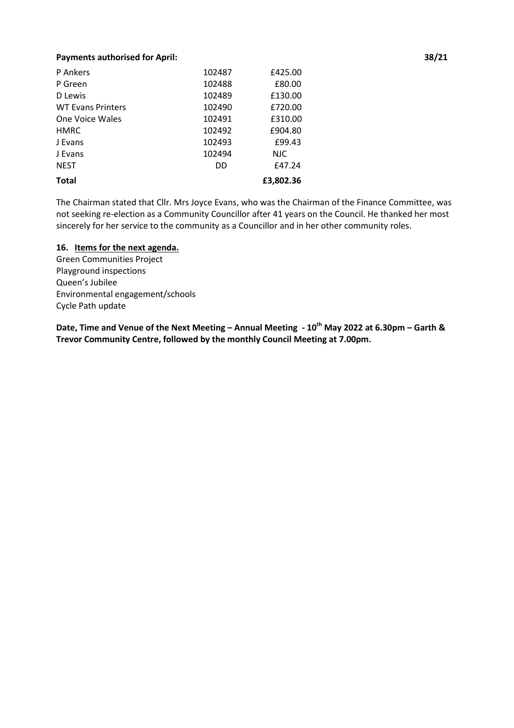**Payments authorised for April:** **38/21**

| | | |
|---|---|---|
| P Ankers | 102487 | £425.00 |
| P Green | 102488 | £80.00 |
| D Lewis | 102489 | £130.00 |
| WT Evans Printers | 102490 | £720.00 |
| One Voice Wales | 102491 | £310.00 |
| HMRC | 102492 | £904.80 |
| J Evans | 102493 | £99.43 |
| J Evans | 102494 | NJC |
| NEST | DD | £47.24 |
| **Total** | | **£3,802.36** |

The Chairman stated that Cllr. Mrs Joyce Evans, who was the Chairman of the Finance Committee, was not seeking re-election as a Community Councillor after 41 years on the Council. He thanked her most sincerely for her service to the community as a Councillor and in her other community roles.

**16. <u>Items for the next agenda.</u>**

Green Communities Project
Playground inspections
Queen's Jubilee
Environmental engagement/schools
Cycle Path update

**Date, Time and Venue of the Next Meeting – Annual Meeting - 10th May 2022 at 6.30pm – Garth & Trevor Community Centre, followed by the monthly Council Meeting at 7.00pm.**